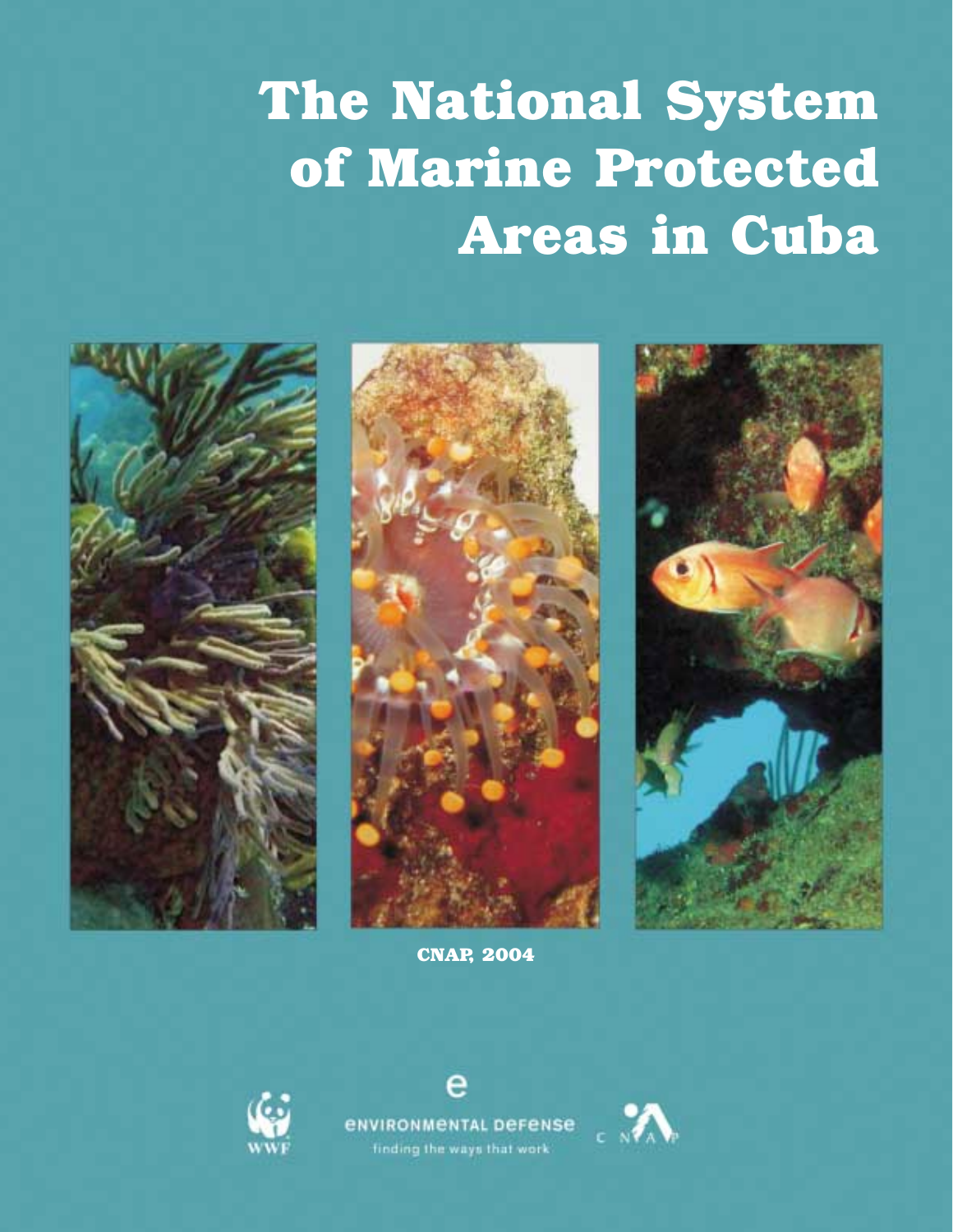# The National System of Marine Protected Areas in Cuba

**CNAP, 2004**

WWF

ENVIRONMENTAL DEFENSE

finding the ways that work

CNAP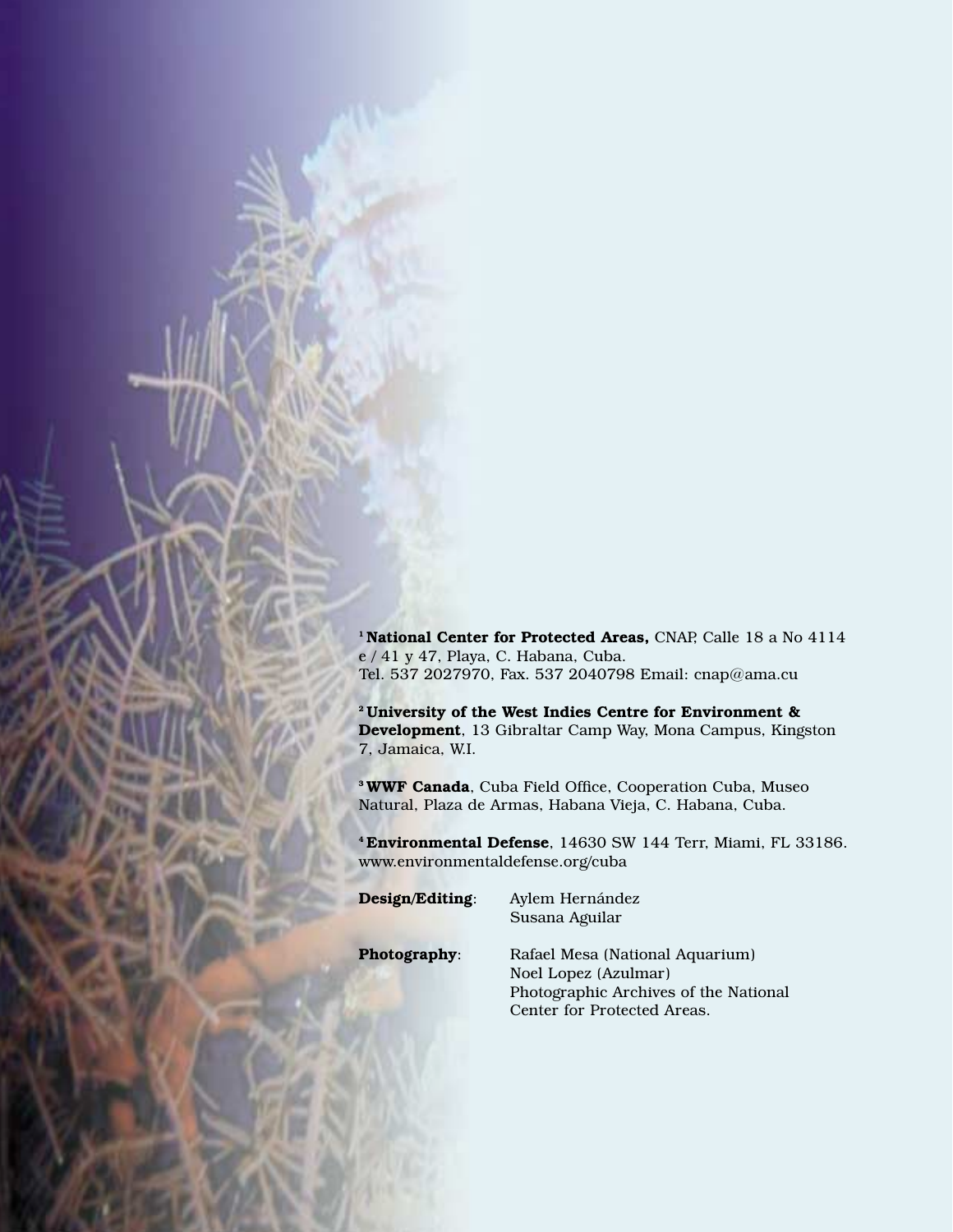[1] **National Center for Protected Areas,** CNAP, Calle 18 a No 4114 e / 41 y 47, Playa, C. Habana, Cuba.
Tel. 537 2027970, Fax. 537 2040798 Email: cnap@ama.cu

[2] **University of the West Indies Centre for Environment & Development**, 13 Gibraltar Camp Way, Mona Campus, Kingston 7, Jamaica, W.I.

[3] **WWF Canada**, Cuba Field Office, Cooperation Cuba, Museo Natural, Plaza de Armas, Habana Vieja, C. Habana, Cuba.

[4] **Environmental Defense**, 14630 SW 144 Terr, Miami, FL 33186.
www.environmentaldefense.org/cuba

**Design/Editing**: Aylem Hernández
Susana Aguilar

**Photography**: Rafael Mesa (National Aquarium)
Noel Lopez (Azulmar)
Photographic Archives of the National Center for Protected Areas.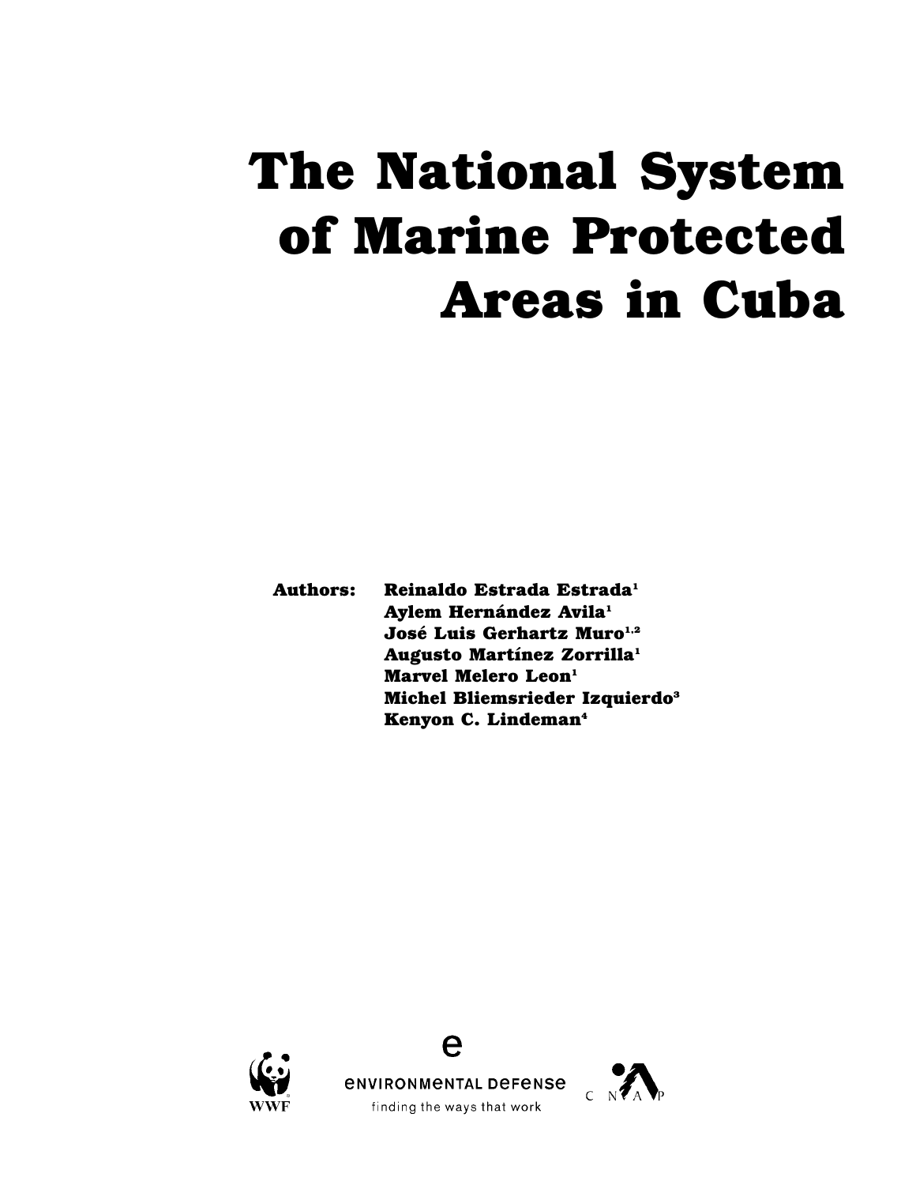# The National System of Marine Protected Areas in Cuba

**Authors:** **Reinaldo Estrada Estrada[1]**
**Aylem Hernández Avila[1]**
**José Luis Gerhartz Muro[1,2]**
**Augusto Martínez Zorrilla[1]**
**Marvel Melero Leon[1]**
**Michel Bliemsrieder Izquierdo[3]**
**Kenyon C. Lindeman[4]**

WWF

ENVIRONMENTAL DEFENSE
finding the ways that work

CNAP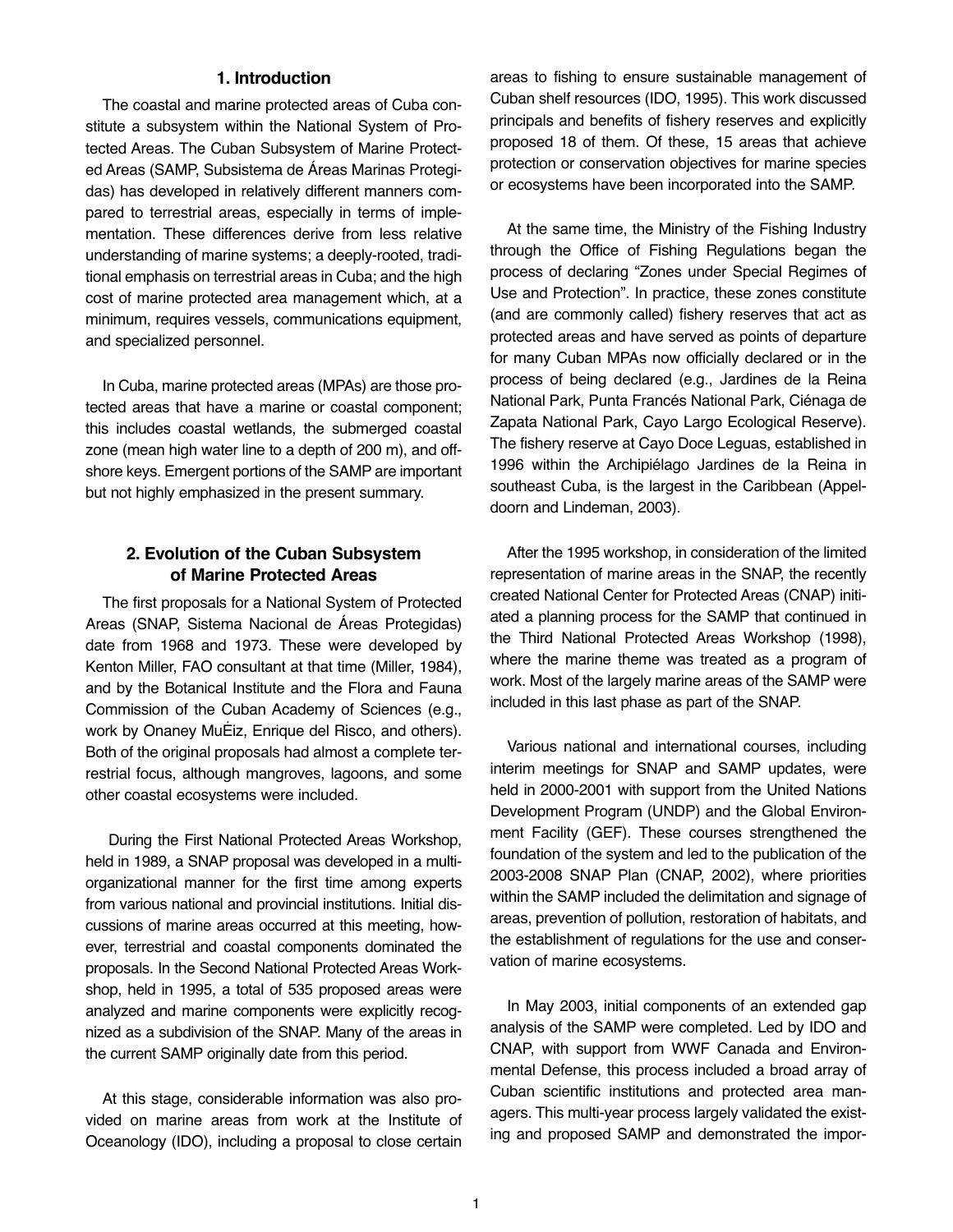## 1. Introduction

The coastal and marine protected areas of Cuba constitute a subsystem within the National System of Protected Areas. The Cuban Subsystem of Marine Protected Areas (SAMP, Subsistema de Áreas Marinas Protegidas) has developed in relatively different manners compared to terrestrial areas, especially in terms of implementation. These differences derive from less relative understanding of marine systems; a deeply-rooted, traditional emphasis on terrestrial areas in Cuba; and the high cost of marine protected area management which, at a minimum, requires vessels, communications equipment, and specialized personnel.

In Cuba, marine protected areas (MPAs) are those protected areas that have a marine or coastal component; this includes coastal wetlands, the submerged coastal zone (mean high water line to a depth of 200 m), and offshore keys. Emergent portions of the SAMP are important but not highly emphasized in the present summary.

## 2. Evolution of the Cuban Subsystem of Marine Protected Areas

The first proposals for a National System of Protected Areas (SNAP, Sistema Nacional de Áreas Protegidas) date from 1968 and 1973. These were developed by Kenton Miller, FAO consultant at that time (Miller, 1984), and by the Botanical Institute and the Flora and Fauna Commission of the Cuban Academy of Sciences (e.g., work by Onaney MuĖiz, Enrique del Risco, and others). Both of the original proposals had almost a complete terrestrial focus, although mangroves, lagoons, and some other coastal ecosystems were included.

During the First National Protected Areas Workshop, held in 1989, a SNAP proposal was developed in a multi-organizational manner for the first time among experts from various national and provincial institutions. Initial discussions of marine areas occurred at this meeting, however, terrestrial and coastal components dominated the proposals. In the Second National Protected Areas Workshop, held in 1995, a total of 535 proposed areas were analyzed and marine components were explicitly recognized as a subdivision of the SNAP. Many of the areas in the current SAMP originally date from this period.

At this stage, considerable information was also provided on marine areas from work at the Institute of Oceanology (IDO), including a proposal to close certain areas to fishing to ensure sustainable management of Cuban shelf resources (IDO, 1995). This work discussed principals and benefits of fishery reserves and explicitly proposed 18 of them. Of these, 15 areas that achieve protection or conservation objectives for marine species or ecosystems have been incorporated into the SAMP.

At the same time, the Ministry of the Fishing Industry through the Office of Fishing Regulations began the process of declaring "Zones under Special Regimes of Use and Protection". In practice, these zones constitute (and are commonly called) fishery reserves that act as protected areas and have served as points of departure for many Cuban MPAs now officially declared or in the process of being declared (e.g., Jardines de la Reina National Park, Punta Francés National Park, Ciénaga de Zapata National Park, Cayo Largo Ecological Reserve). The fishery reserve at Cayo Doce Leguas, established in 1996 within the Archipiélago Jardines de la Reina in southeast Cuba, is the largest in the Caribbean (Appeldoorn and Lindeman, 2003).

After the 1995 workshop, in consideration of the limited representation of marine areas in the SNAP, the recently created National Center for Protected Areas (CNAP) initiated a planning process for the SAMP that continued in the Third National Protected Areas Workshop (1998), where the marine theme was treated as a program of work. Most of the largely marine areas of the SAMP were included in this last phase as part of the SNAP.

Various national and international courses, including interim meetings for SNAP and SAMP updates, were held in 2000-2001 with support from the United Nations Development Program (UNDP) and the Global Environment Facility (GEF). These courses strengthened the foundation of the system and led to the publication of the 2003-2008 SNAP Plan (CNAP, 2002), where priorities within the SAMP included the delimitation and signage of areas, prevention of pollution, restoration of habitats, and the establishment of regulations for the use and conservation of marine ecosystems.

In May 2003, initial components of an extended gap analysis of the SAMP were completed. Led by IDO and CNAP, with support from WWF Canada and Environmental Defense, this process included a broad array of Cuban scientific institutions and protected area managers. This multi-year process largely validated the existing and proposed SAMP and demonstrated the impor-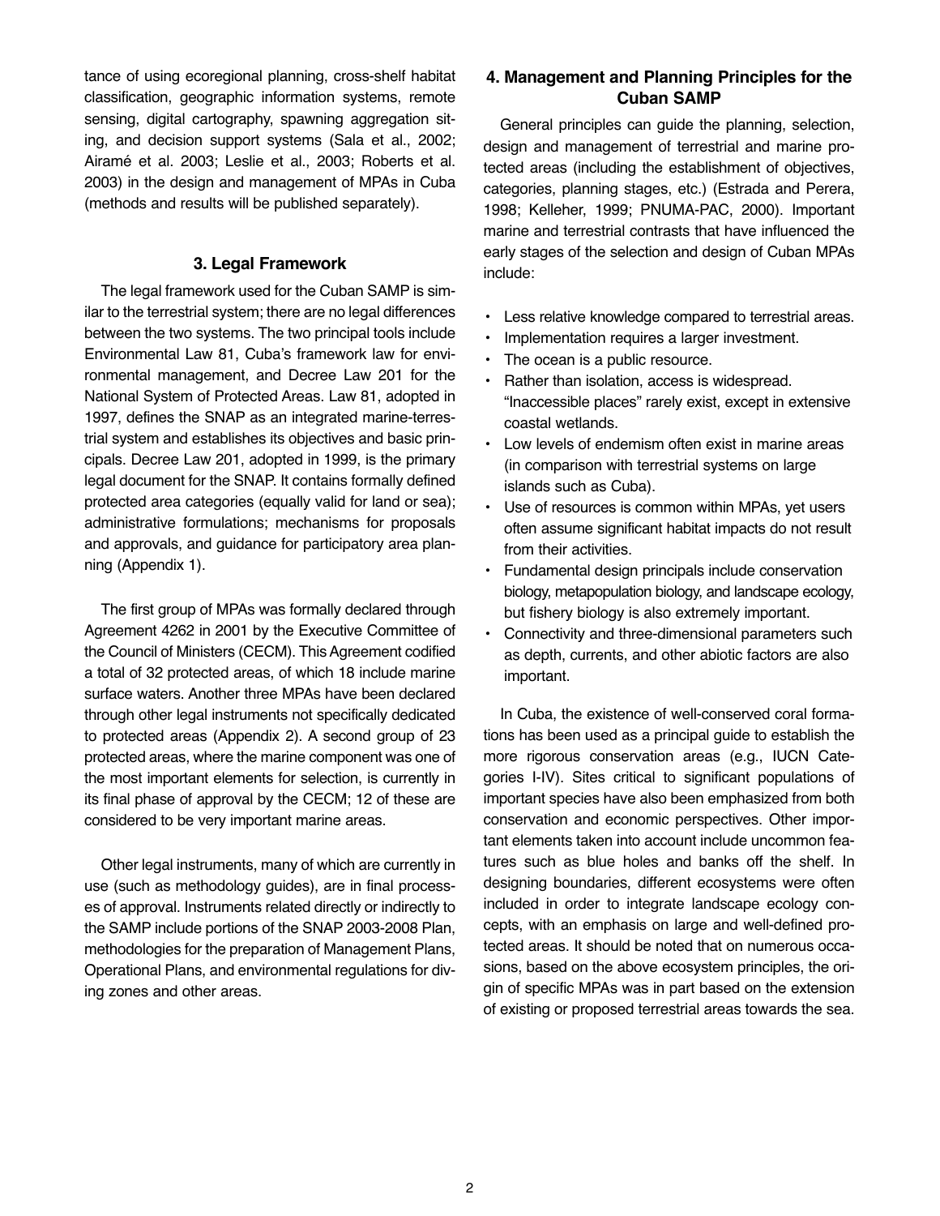tance of using ecoregional planning, cross-shelf habitat classification, geographic information systems, remote sensing, digital cartography, spawning aggregation siting, and decision support systems (Sala et al., 2002; Airamé et al. 2003; Leslie et al., 2003; Roberts et al. 2003) in the design and management of MPAs in Cuba (methods and results will be published separately).

## 3. Legal Framework

The legal framework used for the Cuban SAMP is similar to the terrestrial system; there are no legal differences between the two systems. The two principal tools include Environmental Law 81, Cuba's framework law for environmental management, and Decree Law 201 for the National System of Protected Areas. Law 81, adopted in 1997, defines the SNAP as an integrated marine-terrestrial system and establishes its objectives and basic principals. Decree Law 201, adopted in 1999, is the primary legal document for the SNAP. It contains formally defined protected area categories (equally valid for land or sea); administrative formulations; mechanisms for proposals and approvals, and guidance for participatory area planning (Appendix 1).

The first group of MPAs was formally declared through Agreement 4262 in 2001 by the Executive Committee of the Council of Ministers (CECM). This Agreement codified a total of 32 protected areas, of which 18 include marine surface waters. Another three MPAs have been declared through other legal instruments not specifically dedicated to protected areas (Appendix 2). A second group of 23 protected areas, where the marine component was one of the most important elements for selection, is currently in its final phase of approval by the CECM; 12 of these are considered to be very important marine areas.

Other legal instruments, many of which are currently in use (such as methodology guides), are in final processes of approval. Instruments related directly or indirectly to the SAMP include portions of the SNAP 2003-2008 Plan, methodologies for the preparation of Management Plans, Operational Plans, and environmental regulations for diving zones and other areas.

## 4. Management and Planning Principles for the Cuban SAMP

General principles can guide the planning, selection, design and management of terrestrial and marine protected areas (including the establishment of objectives, categories, planning stages, etc.) (Estrada and Perera, 1998; Kelleher, 1999; PNUMA-PAC, 2000). Important marine and terrestrial contrasts that have influenced the early stages of the selection and design of Cuban MPAs include:

- Less relative knowledge compared to terrestrial areas.
- Implementation requires a larger investment.
- The ocean is a public resource.
- Rather than isolation, access is widespread. "Inaccessible places" rarely exist, except in extensive coastal wetlands.
- Low levels of endemism often exist in marine areas (in comparison with terrestrial systems on large islands such as Cuba).
- Use of resources is common within MPAs, yet users often assume significant habitat impacts do not result from their activities.
- Fundamental design principals include conservation biology, metapopulation biology, and landscape ecology, but fishery biology is also extremely important.
- Connectivity and three-dimensional parameters such as depth, currents, and other abiotic factors are also important.

In Cuba, the existence of well-conserved coral formations has been used as a principal guide to establish the more rigorous conservation areas (e.g., IUCN Categories I-IV). Sites critical to significant populations of important species have also been emphasized from both conservation and economic perspectives. Other important elements taken into account include uncommon features such as blue holes and banks off the shelf. In designing boundaries, different ecosystems were often included in order to integrate landscape ecology concepts, with an emphasis on large and well-defined protected areas. It should be noted that on numerous occasions, based on the above ecosystem principles, the origin of specific MPAs was in part based on the extension of existing or proposed terrestrial areas towards the sea.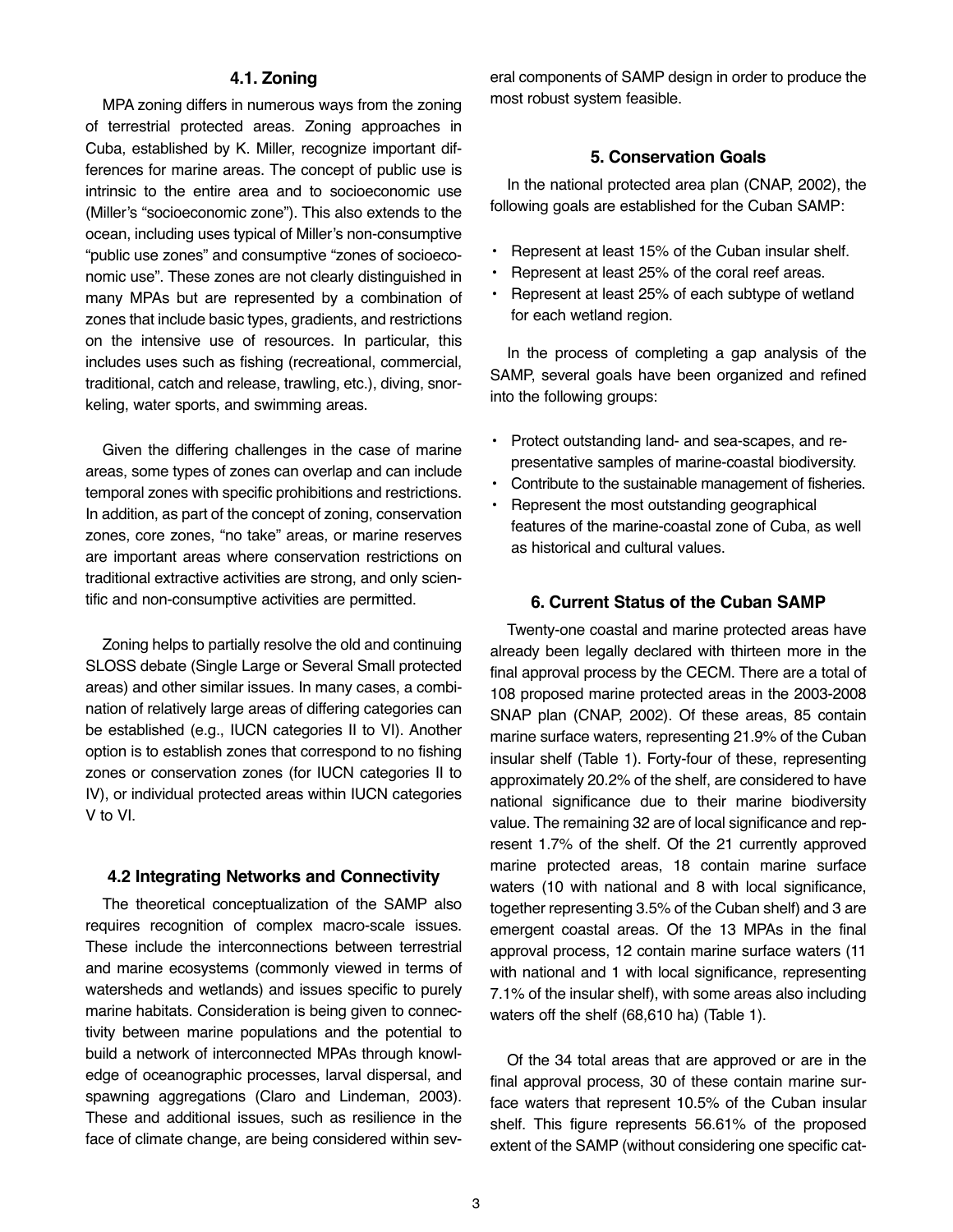### 4.1. Zoning

MPA zoning differs in numerous ways from the zoning of terrestrial protected areas. Zoning approaches in Cuba, established by K. Miller, recognize important differences for marine areas. The concept of public use is intrinsic to the entire area and to socioeconomic use (Miller's "socioeconomic zone"). This also extends to the ocean, including uses typical of Miller's non-consumptive "public use zones" and consumptive "zones of socioeconomic use". These zones are not clearly distinguished in many MPAs but are represented by a combination of zones that include basic types, gradients, and restrictions on the intensive use of resources. In particular, this includes uses such as fishing (recreational, commercial, traditional, catch and release, trawling, etc.), diving, snorkeling, water sports, and swimming areas.

Given the differing challenges in the case of marine areas, some types of zones can overlap and can include temporal zones with specific prohibitions and restrictions. In addition, as part of the concept of zoning, conservation zones, core zones, "no take" areas, or marine reserves are important areas where conservation restrictions on traditional extractive activities are strong, and only scientific and non-consumptive activities are permitted.

Zoning helps to partially resolve the old and continuing SLOSS debate (Single Large or Several Small protected areas) and other similar issues. In many cases, a combination of relatively large areas of differing categories can be established (e.g., IUCN categories II to VI). Another option is to establish zones that correspond to no fishing zones or conservation zones (for IUCN categories II to IV), or individual protected areas within IUCN categories V to VI.

### 4.2 Integrating Networks and Connectivity

The theoretical conceptualization of the SAMP also requires recognition of complex macro-scale issues. These include the interconnections between terrestrial and marine ecosystems (commonly viewed in terms of watersheds and wetlands) and issues specific to purely marine habitats. Consideration is being given to connectivity between marine populations and the potential to build a network of interconnected MPAs through knowledge of oceanographic processes, larval dispersal, and spawning aggregations (Claro and Lindeman, 2003). These and additional issues, such as resilience in the face of climate change, are being considered within several components of SAMP design in order to produce the most robust system feasible.

## 5. Conservation Goals

In the national protected area plan (CNAP, 2002), the following goals are established for the Cuban SAMP:

- Represent at least 15% of the Cuban insular shelf.
- Represent at least 25% of the coral reef areas.
- Represent at least 25% of each subtype of wetland for each wetland region.

In the process of completing a gap analysis of the SAMP, several goals have been organized and refined into the following groups:

- Protect outstanding land- and sea-scapes, and representative samples of marine-coastal biodiversity.
- Contribute to the sustainable management of fisheries.
- Represent the most outstanding geographical features of the marine-coastal zone of Cuba, as well as historical and cultural values.

## 6. Current Status of the Cuban SAMP

Twenty-one coastal and marine protected areas have already been legally declared with thirteen more in the final approval process by the CECM. There are a total of 108 proposed marine protected areas in the 2003-2008 SNAP plan (CNAP, 2002). Of these areas, 85 contain marine surface waters, representing 21.9% of the Cuban insular shelf (Table 1). Forty-four of these, representing approximately 20.2% of the shelf, are considered to have national significance due to their marine biodiversity value. The remaining 32 are of local significance and represent 1.7% of the shelf. Of the 21 currently approved marine protected areas, 18 contain marine surface waters (10 with national and 8 with local significance, together representing 3.5% of the Cuban shelf) and 3 are emergent coastal areas. Of the 13 MPAs in the final approval process, 12 contain marine surface waters (11 with national and 1 with local significance, representing 7.1% of the insular shelf), with some areas also including waters off the shelf (68,610 ha) (Table 1).

Of the 34 total areas that are approved or are in the final approval process, 30 of these contain marine surface waters that represent 10.5% of the Cuban insular shelf. This figure represents 56.61% of the proposed extent of the SAMP (without considering one specific cat-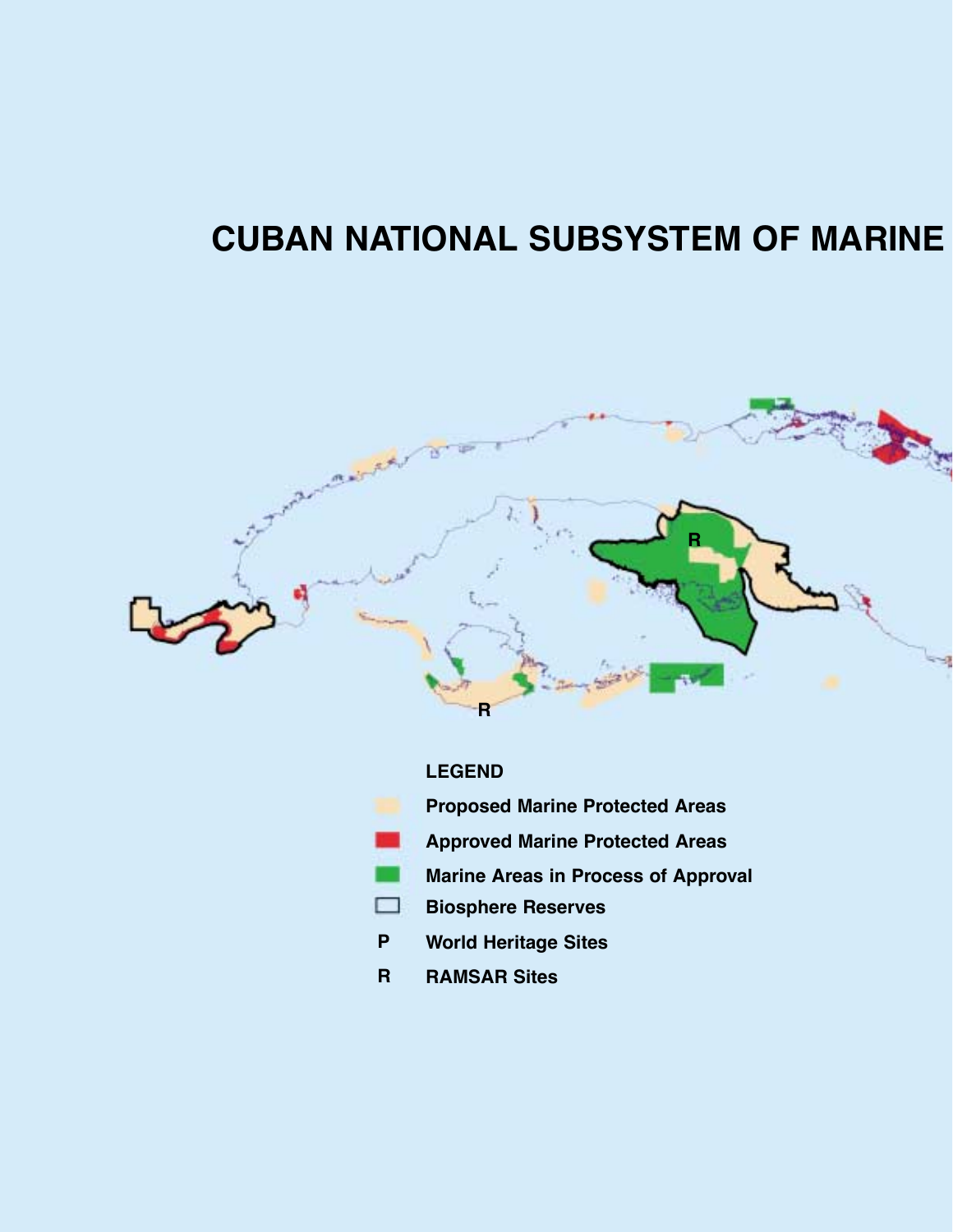# CUBAN NATIONAL SUBSYSTEM OF MARINE

R

R

**LEGEND**

- Proposed Marine Protected Areas
- Approved Marine Protected Areas
- Marine Areas in Process of Approval
- Biosphere Reserves
- P World Heritage Sites
- R RAMSAR Sites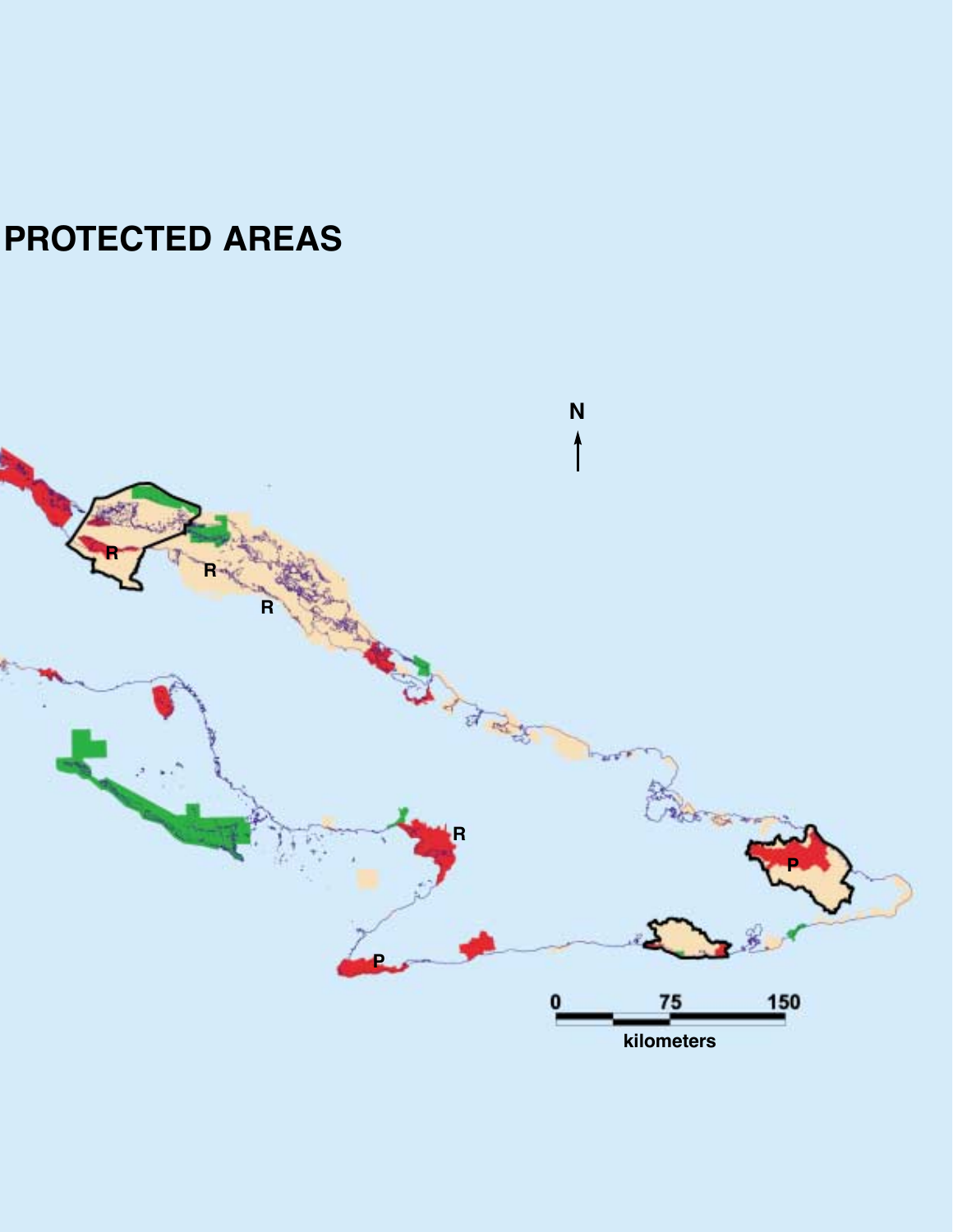# PROTECTED AREAS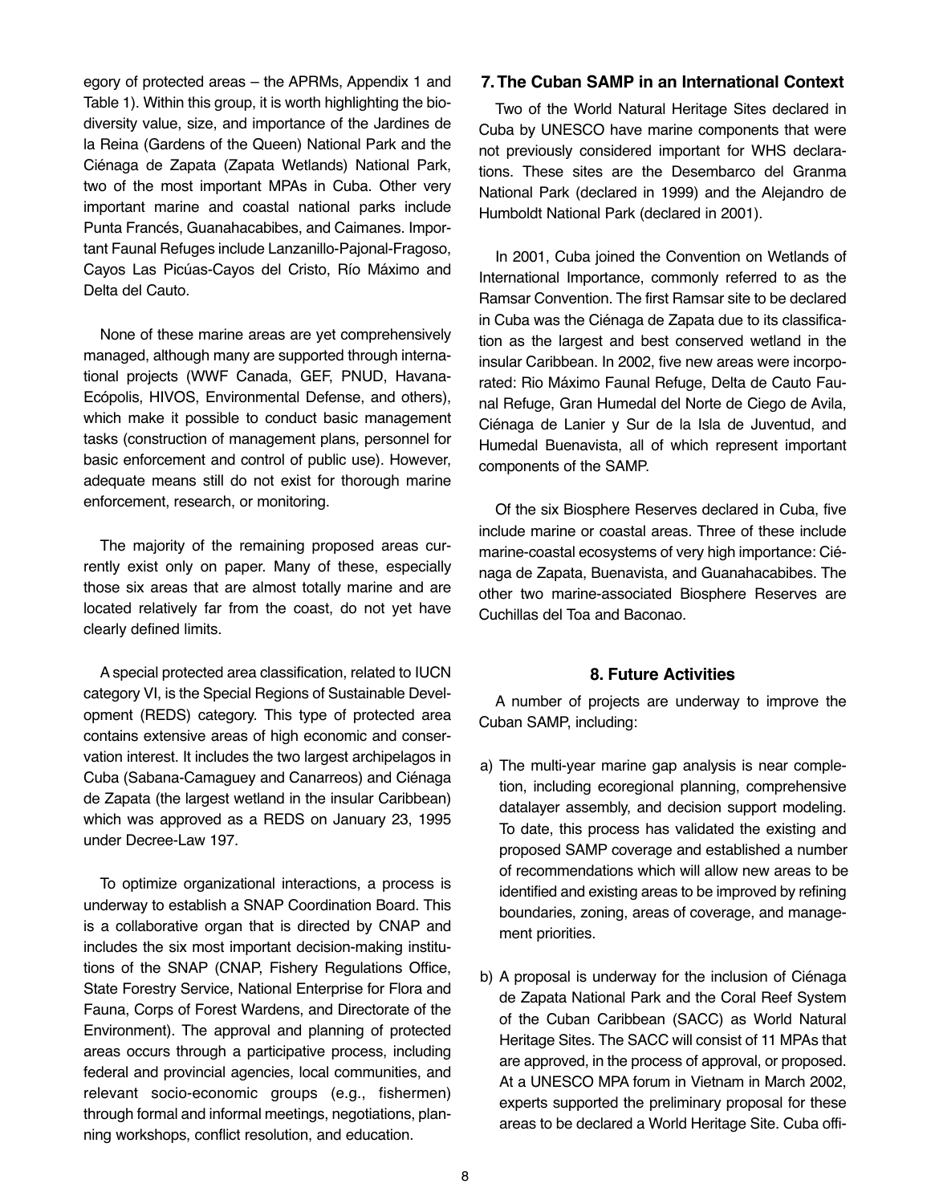egory of protected areas – the APRMs, Appendix 1 and Table 1). Within this group, it is worth highlighting the biodiversity value, size, and importance of the Jardines de la Reina (Gardens of the Queen) National Park and the Ciénaga de Zapata (Zapata Wetlands) National Park, two of the most important MPAs in Cuba. Other very important marine and coastal national parks include Punta Francés, Guanahacabibes, and Caimanes. Important Faunal Refuges include Lanzanillo-Pajonal-Fragoso, Cayos Las Picúas-Cayos del Cristo, Río Máximo and Delta del Cauto.

None of these marine areas are yet comprehensively managed, although many are supported through international projects (WWF Canada, GEF, PNUD, Havana-Ecópolis, HIVOS, Environmental Defense, and others), which make it possible to conduct basic management tasks (construction of management plans, personnel for basic enforcement and control of public use). However, adequate means still do not exist for thorough marine enforcement, research, or monitoring.

The majority of the remaining proposed areas currently exist only on paper. Many of these, especially those six areas that are almost totally marine and are located relatively far from the coast, do not yet have clearly defined limits.

A special protected area classification, related to IUCN category VI, is the Special Regions of Sustainable Development (REDS) category. This type of protected area contains extensive areas of high economic and conservation interest. It includes the two largest archipelagos in Cuba (Sabana-Camaguey and Canarreos) and Ciénaga de Zapata (the largest wetland in the insular Caribbean) which was approved as a REDS on January 23, 1995 under Decree-Law 197.

To optimize organizational interactions, a process is underway to establish a SNAP Coordination Board. This is a collaborative organ that is directed by CNAP and includes the six most important decision-making institutions of the SNAP (CNAP, Fishery Regulations Office, State Forestry Service, National Enterprise for Flora and Fauna, Corps of Forest Wardens, and Directorate of the Environment). The approval and planning of protected areas occurs through a participative process, including federal and provincial agencies, local communities, and relevant socio-economic groups (e.g., fishermen) through formal and informal meetings, negotiations, planning workshops, conflict resolution, and education.

## 7. The Cuban SAMP in an International Context

Two of the World Natural Heritage Sites declared in Cuba by UNESCO have marine components that were not previously considered important for WHS declarations. These sites are the Desembarco del Granma National Park (declared in 1999) and the Alejandro de Humboldt National Park (declared in 2001).

In 2001, Cuba joined the Convention on Wetlands of International Importance, commonly referred to as the Ramsar Convention. The first Ramsar site to be declared in Cuba was the Ciénaga de Zapata due to its classification as the largest and best conserved wetland in the insular Caribbean. In 2002, five new areas were incorporated: Rio Máximo Faunal Refuge, Delta de Cauto Faunal Refuge, Gran Humedal del Norte de Ciego de Avila, Ciénaga de Lanier y Sur de la Isla de Juventud, and Humedal Buenavista, all of which represent important components of the SAMP.

Of the six Biosphere Reserves declared in Cuba, five include marine or coastal areas. Three of these include marine-coastal ecosystems of very high importance: Ciénaga de Zapata, Buenavista, and Guanahacabibes. The other two marine-associated Biosphere Reserves are Cuchillas del Toa and Baconao.

## 8. Future Activities

A number of projects are underway to improve the Cuban SAMP, including:

a) The multi-year marine gap analysis is near completion, including ecoregional planning, comprehensive datalayer assembly, and decision support modeling. To date, this process has validated the existing and proposed SAMP coverage and established a number of recommendations which will allow new areas to be identified and existing areas to be improved by refining boundaries, zoning, areas of coverage, and management priorities.

b) A proposal is underway for the inclusion of Ciénaga de Zapata National Park and the Coral Reef System of the Cuban Caribbean (SACC) as World Natural Heritage Sites. The SACC will consist of 11 MPAs that are approved, in the process of approval, or proposed. At a UNESCO MPA forum in Vietnam in March 2002, experts supported the preliminary proposal for these areas to be declared a World Heritage Site. Cuba offi-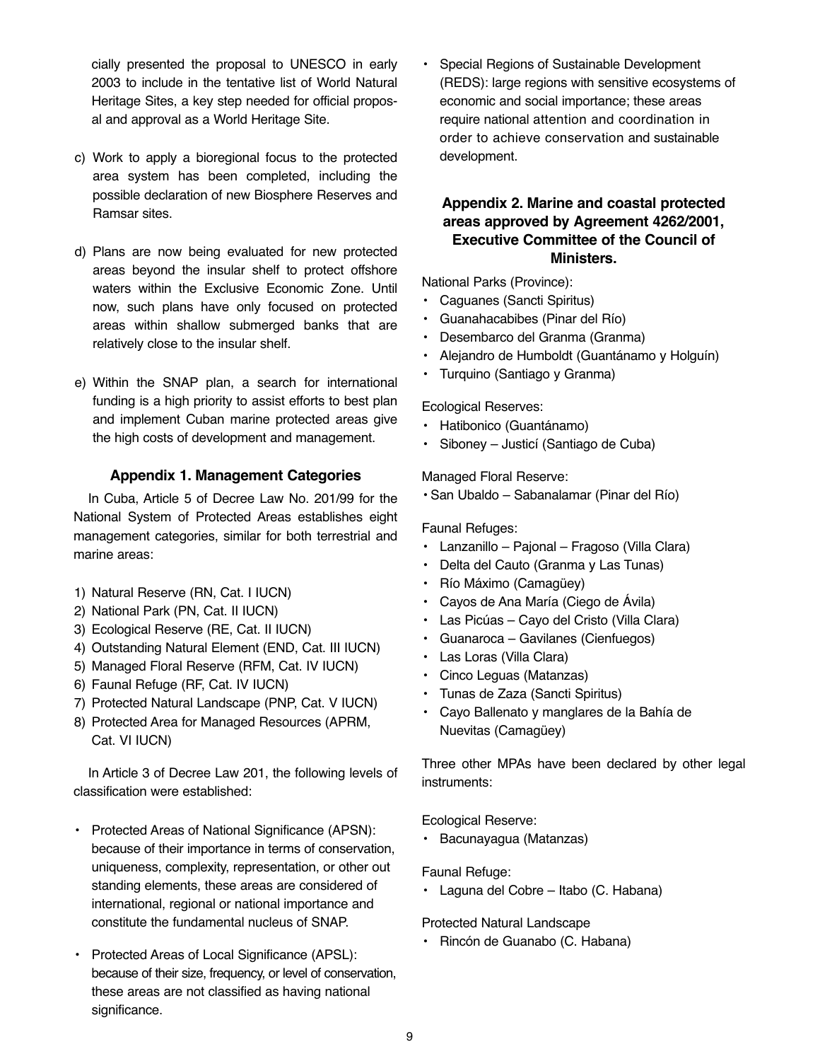cially presented the proposal to UNESCO in early 2003 to include in the tentative list of World Natural Heritage Sites, a key step needed for official proposal and approval as a World Heritage Site.

c) Work to apply a bioregional focus to the protected area system has been completed, including the possible declaration of new Biosphere Reserves and Ramsar sites.

d) Plans are now being evaluated for new protected areas beyond the insular shelf to protect offshore waters within the Exclusive Economic Zone. Until now, such plans have only focused on protected areas within shallow submerged banks that are relatively close to the insular shelf.

e) Within the SNAP plan, a search for international funding is a high priority to assist efforts to best plan and implement Cuban marine protected areas give the high costs of development and management.

### Appendix 1. Management Categories

In Cuba, Article 5 of Decree Law No. 201/99 for the National System of Protected Areas establishes eight management categories, similar for both terrestrial and marine areas:

1) Natural Reserve (RN, Cat. I IUCN)
2) National Park (PN, Cat. II IUCN)
3) Ecological Reserve (RE, Cat. II IUCN)
4) Outstanding Natural Element (END, Cat. III IUCN)
5) Managed Floral Reserve (RFM, Cat. IV IUCN)
6) Faunal Refuge (RF, Cat. IV IUCN)
7) Protected Natural Landscape (PNP, Cat. V IUCN)
8) Protected Area for Managed Resources (APRM, Cat. VI IUCN)

In Article 3 of Decree Law 201, the following levels of classification were established:

- Protected Areas of National Significance (APSN): because of their importance in terms of conservation, uniqueness, complexity, representation, or other out standing elements, these areas are considered of international, regional or national importance and constitute the fundamental nucleus of SNAP.
- Protected Areas of Local Significance (APSL): because of their size, frequency, or level of conservation, these areas are not classified as having national significance.
- Special Regions of Sustainable Development (REDS): large regions with sensitive ecosystems of economic and social importance; these areas require national attention and coordination in order to achieve conservation and sustainable development.

### Appendix 2. Marine and coastal protected areas approved by Agreement 4262/2001, Executive Committee of the Council of Ministers.

National Parks (Province):

- Caguanes (Sancti Spiritus)
- Guanahacabibes (Pinar del Río)
- Desembarco del Granma (Granma)
- Alejandro de Humboldt (Guantánamo y Holguín)
- Turquino (Santiago y Granma)

Ecological Reserves:

- Hatibonico (Guantánamo)
- Siboney – Justicí (Santiago de Cuba)

Managed Floral Reserve:

- San Ubaldo – Sabanalamar (Pinar del Río)

Faunal Refuges:

- Lanzanillo – Pajonal – Fragoso (Villa Clara)
- Delta del Cauto (Granma y Las Tunas)
- Río Máximo (Camagüey)
- Cayos de Ana María (Ciego de Ávila)
- Las Picúas – Cayo del Cristo (Villa Clara)
- Guanaroca – Gavilanes (Cienfuegos)
- Las Loras (Villa Clara)
- Cinco Leguas (Matanzas)
- Tunas de Zaza (Sancti Spiritus)
- Cayo Ballenato y manglares de la Bahía de Nuevitas (Camagüey)

Three other MPAs have been declared by other legal instruments:

Ecological Reserve:

- Bacunayagua (Matanzas)

Faunal Refuge:

- Laguna del Cobre – Itabo (C. Habana)

Protected Natural Landscape

- Rincón de Guanabo (C. Habana)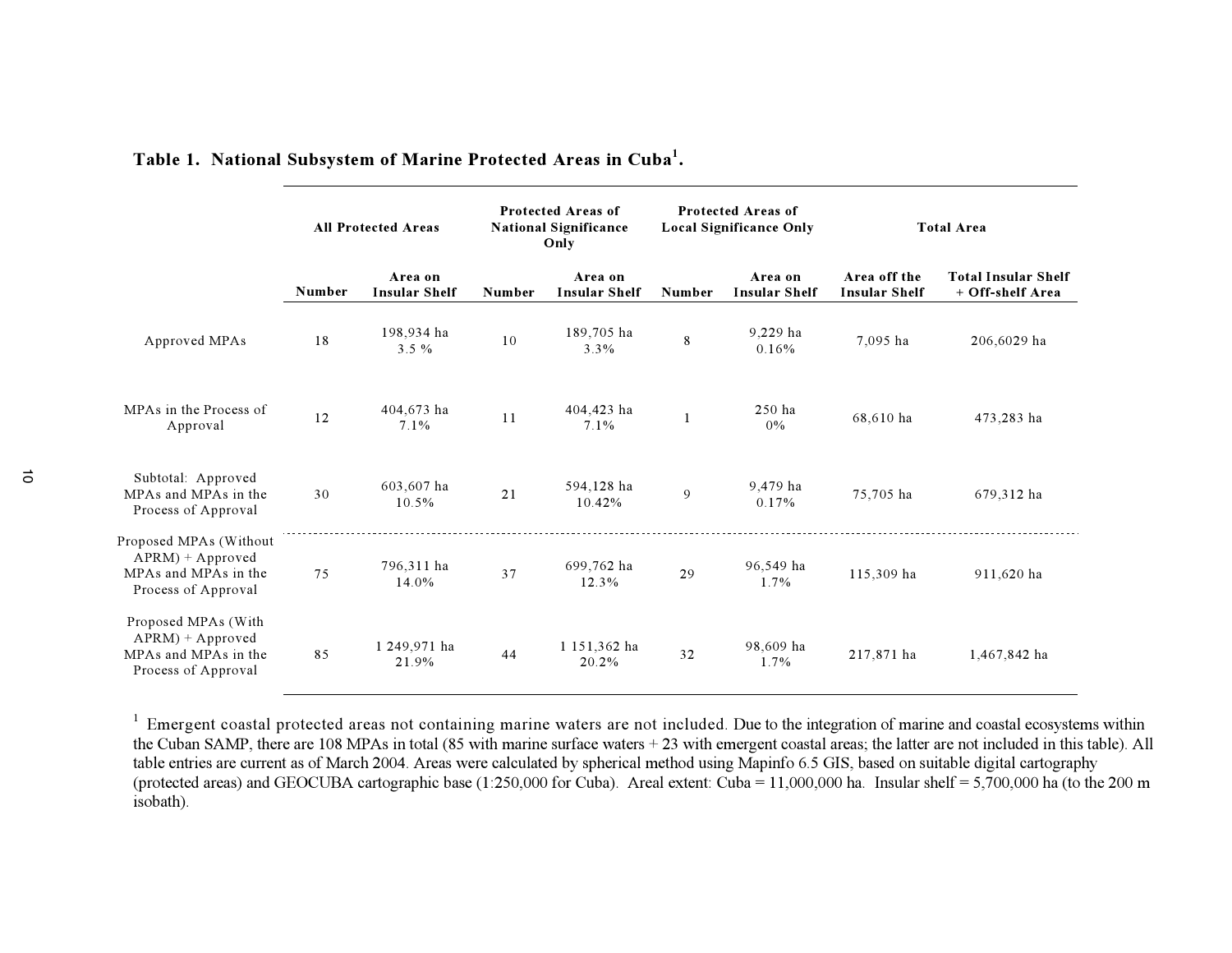**Table 1. National Subsystem of Marine Protected Areas in Cuba[1].**

| | All Protected Areas | | Protected Areas of National Significance Only | | Protected Areas of Local Significance Only | | Total Area | |
|---|---|---|---|---|---|---|---|---|
| | Number | Area on Insular Shelf | Number | Area on Insular Shelf | Number | Area on Insular Shelf | Area off the Insular Shelf | Total Insular Shelf + Off-shelf Area |
| Approved MPAs | 18 | 198,934 ha 3.5 % | 10 | 189,705 ha 3.3% | 8 | 9,229 ha 0.16% | 7,095 ha | 206,6029 ha |
| MPAs in the Process of Approval | 12 | 404,673 ha 7.1% | 11 | 404,423 ha 7.1% | 1 | 250 ha 0% | 68,610 ha | 473,283 ha |
| Subtotal: Approved MPAs and MPAs in the Process of Approval | 30 | 603,607 ha 10.5% | 21 | 594,128 ha 10.42% | 9 | 9,479 ha 0.17% | 75,705 ha | 679,312 ha |
| Proposed MPAs (Without APRM) + Approved MPAs and MPAs in the Process of Approval | 75 | 796,311 ha 14.0% | 37 | 699,762 ha 12.3% | 29 | 96,549 ha 1.7% | 115,309 ha | 911,620 ha |
| Proposed MPAs (With APRM) + Approved MPAs and MPAs in the Process of Approval | 85 | 1 249,971 ha 21.9% | 44 | 1 151,362 ha 20.2% | 32 | 98,609 ha 1.7% | 217,871 ha | 1,467,842 ha |

[1] Emergent coastal protected areas not containing marine waters are not included. Due to the integration of marine and coastal ecosystems within the Cuban SAMP, there are 108 MPAs in total (85 with marine surface waters + 23 with emergent coastal areas; the latter are not included in this table). All table entries are current as of March 2004. Areas were calculated by spherical method using Mapinfo 6.5 GIS, based on suitable digital cartography (protected areas) and GEOCUBA cartographic base (1:250,000 for Cuba). Areal extent: Cuba = 11,000,000 ha. Insular shelf = 5,700,000 ha (to the 200 m isobath).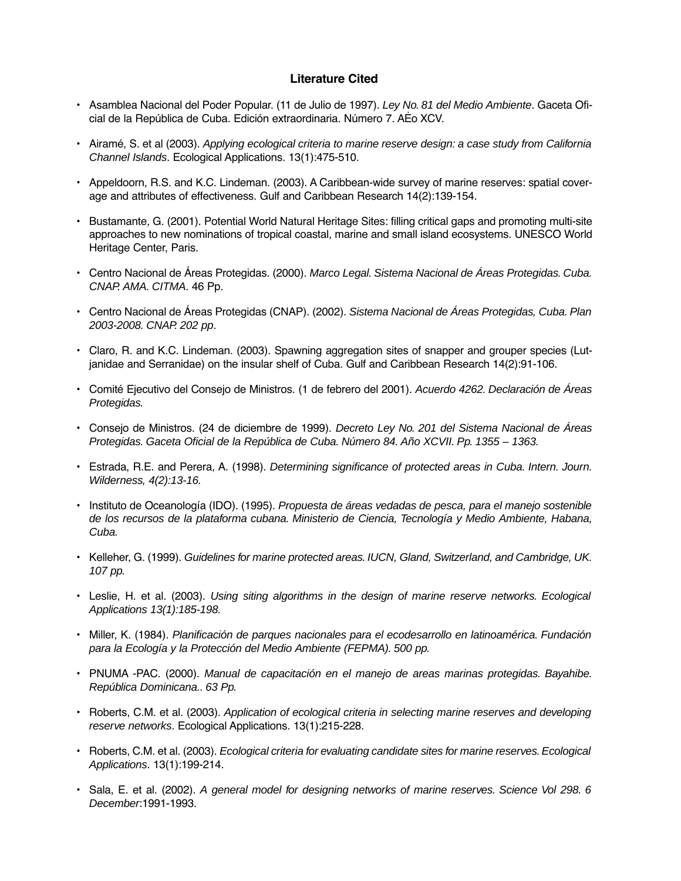## Literature Cited

- Asamblea Nacional del Poder Popular. (11 de Julio de 1997). *Ley No. 81 del Medio Ambiente*. Gaceta Oficial de la República de Cuba. Edición extraordinaria. Número 7. AĖo XCV.
- Airamé, S. et al (2003). *Applying ecological criteria to marine reserve design: a case study from California Channel Islands*. Ecological Applications. 13(1):475-510.
- Appeldoorn, R.S. and K.C. Lindeman. (2003). A Caribbean-wide survey of marine reserves: spatial coverage and attributes of effectiveness. Gulf and Caribbean Research 14(2):139-154.
- Bustamante, G. (2001). Potential World Natural Heritage Sites: filling critical gaps and promoting multi-site approaches to new nominations of tropical coastal, marine and small island ecosystems. UNESCO World Heritage Center, Paris.
- Centro Nacional de Áreas Protegidas. (2000). *Marco Legal. Sistema Nacional de Áreas Protegidas. Cuba. CNAP. AMA. CITMA*. 46 Pp.
- Centro Nacional de Áreas Protegidas (CNAP). (2002). *Sistema Nacional de Áreas Protegidas, Cuba. Plan 2003-2008. CNAP. 202 pp*.
- Claro, R. and K.C. Lindeman. (2003). Spawning aggregation sites of snapper and grouper species (Lutjanidae and Serranidae) on the insular shelf of Cuba. Gulf and Caribbean Research 14(2):91-106.
- Comité Ejecutivo del Consejo de Ministros. (1 de febrero del 2001). *Acuerdo 4262. Declaración de Áreas Protegidas.*
- Consejo de Ministros. (24 de diciembre de 1999). *Decreto Ley No. 201 del Sistema Nacional de Áreas Protegidas. Gaceta Oficial de la República de Cuba. Número 84. Año XCVII. Pp. 1355 – 1363.*
- Estrada, R.E. and Perera, A. (1998). *Determining significance of protected areas in Cuba. Intern. Journ. Wilderness, 4(2):13-16.*
- Instituto de Oceanología (IDO). (1995). *Propuesta de áreas vedadas de pesca, para el manejo sostenible de los recursos de la plataforma cubana. Ministerio de Ciencia, Tecnología y Medio Ambiente, Habana, Cuba.*
- Kelleher, G. (1999). *Guidelines for marine protected areas. IUCN, Gland, Switzerland, and Cambridge, UK. 107 pp.*
- Leslie, H. et al. (2003). *Using siting algorithms in the design of marine reserve networks. Ecological Applications 13(1):185-198.*
- Miller, K. (1984). *Planificación de parques nacionales para el ecodesarrollo en latinoamérica. Fundación para la Ecología y la Protección del Medio Ambiente (FEPMA). 500 pp.*
- PNUMA -PAC. (2000). *Manual de capacitación en el manejo de areas marinas protegidas. Bayahibe. República Dominicana.. 63 Pp.*
- Roberts, C.M. et al. (2003). *Application of ecological criteria in selecting marine reserves and developing reserve networks*. Ecological Applications. 13(1):215-228.
- Roberts, C.M. et al. (2003). *Ecological criteria for evaluating candidate sites for marine reserves. Ecological Applications*. 13(1):199-214.
- Sala, E. et al. (2002). *A general model for designing networks of marine reserves. Science Vol 298. 6 December*:1991-1993.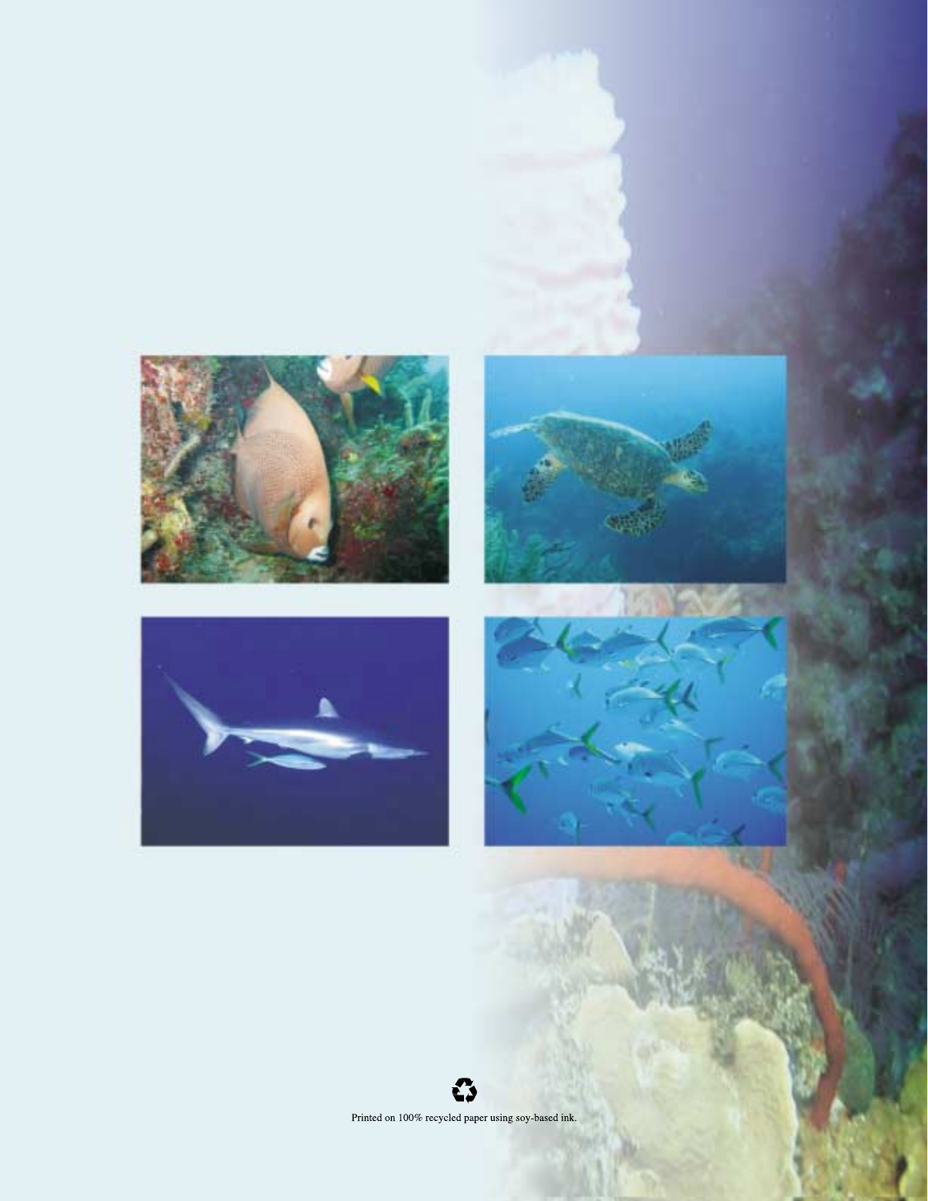Printed on 100% recycled paper using soy-based ink.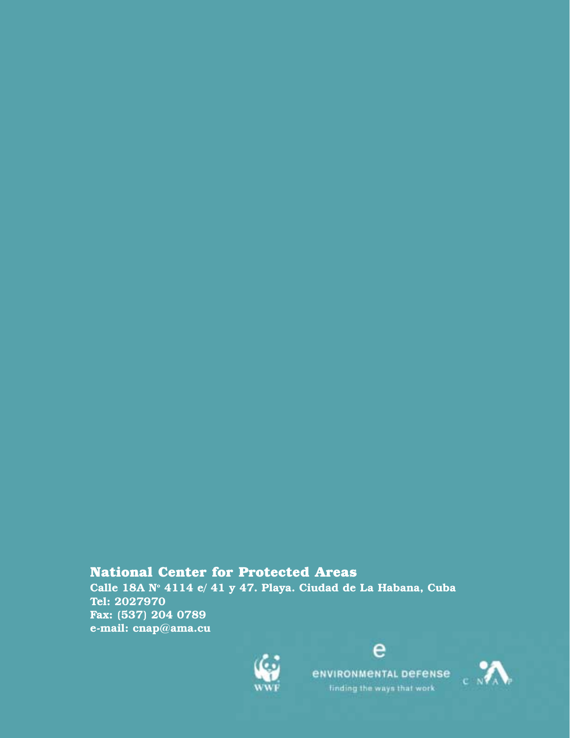**National Center for Protected Areas**

**Calle 18A Nº 4114 e/ 41 y 47. Playa. Ciudad de La Habana, Cuba**

**Tel: 2027970**

**Fax: (537) 204 0789**

**e-mail: cnap@ama.cu**

WWF

ENVIRONMENTAL DEFENSE

finding the ways that work

CNAP